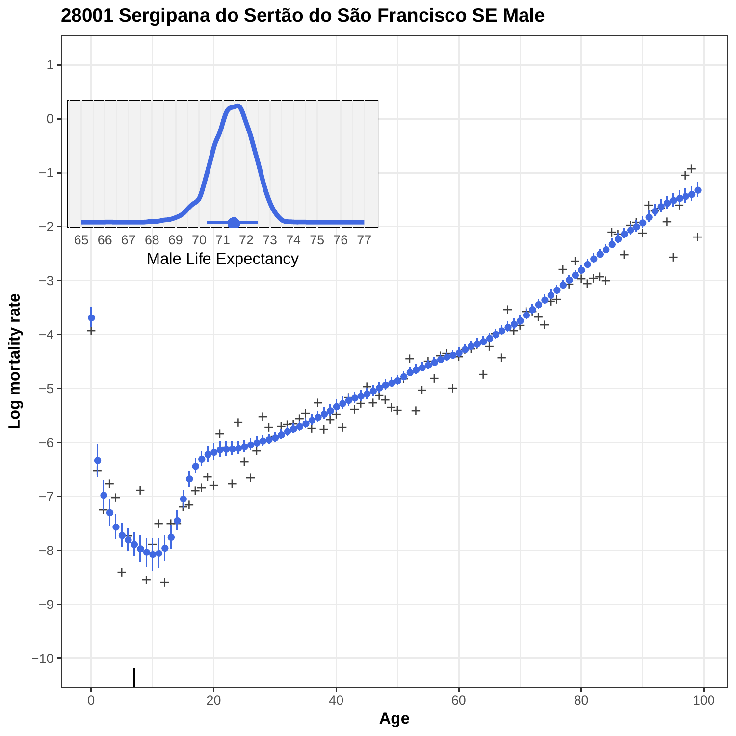# 28001 Sergipana do Sertão do São Francisco SE Male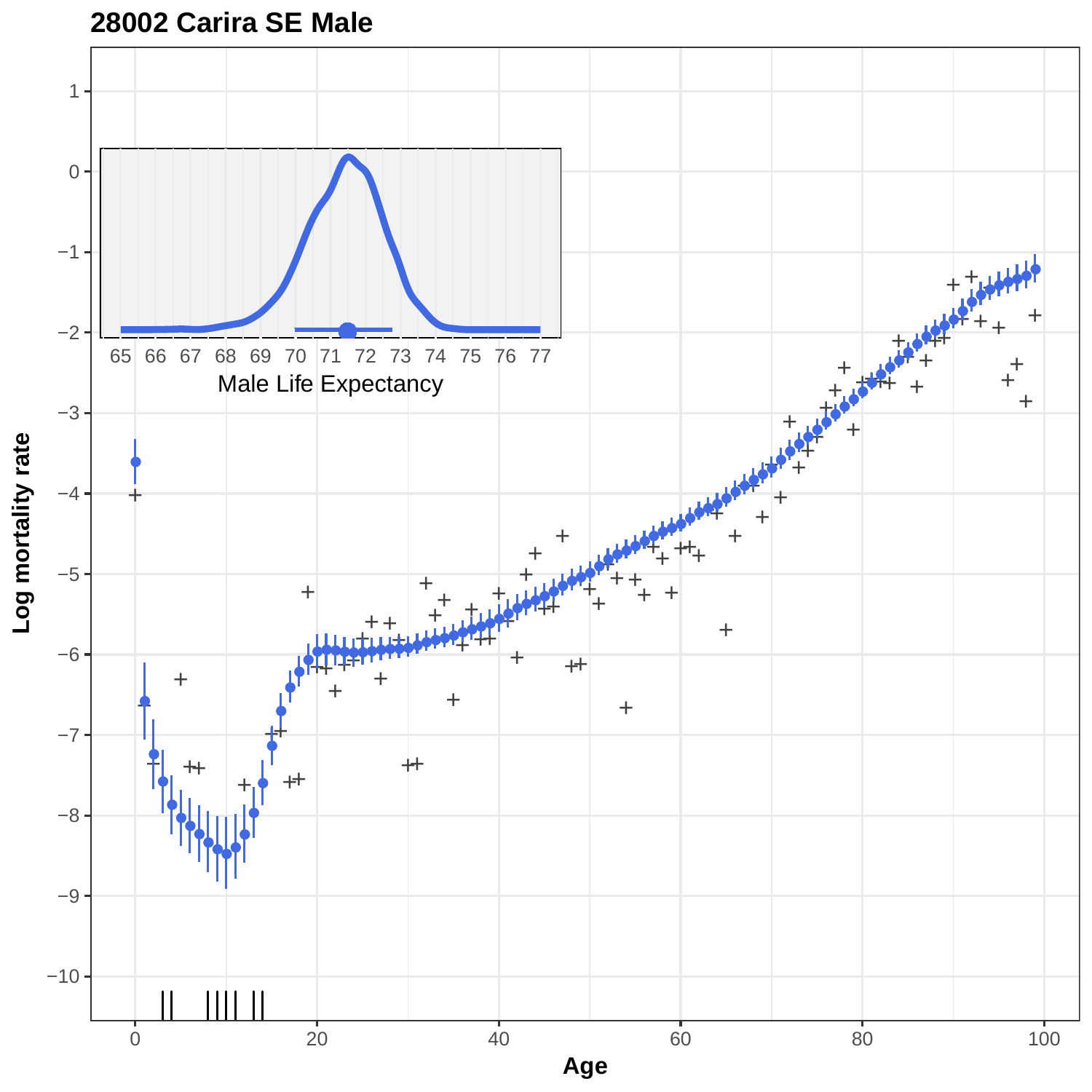## 28002 Carira SE Male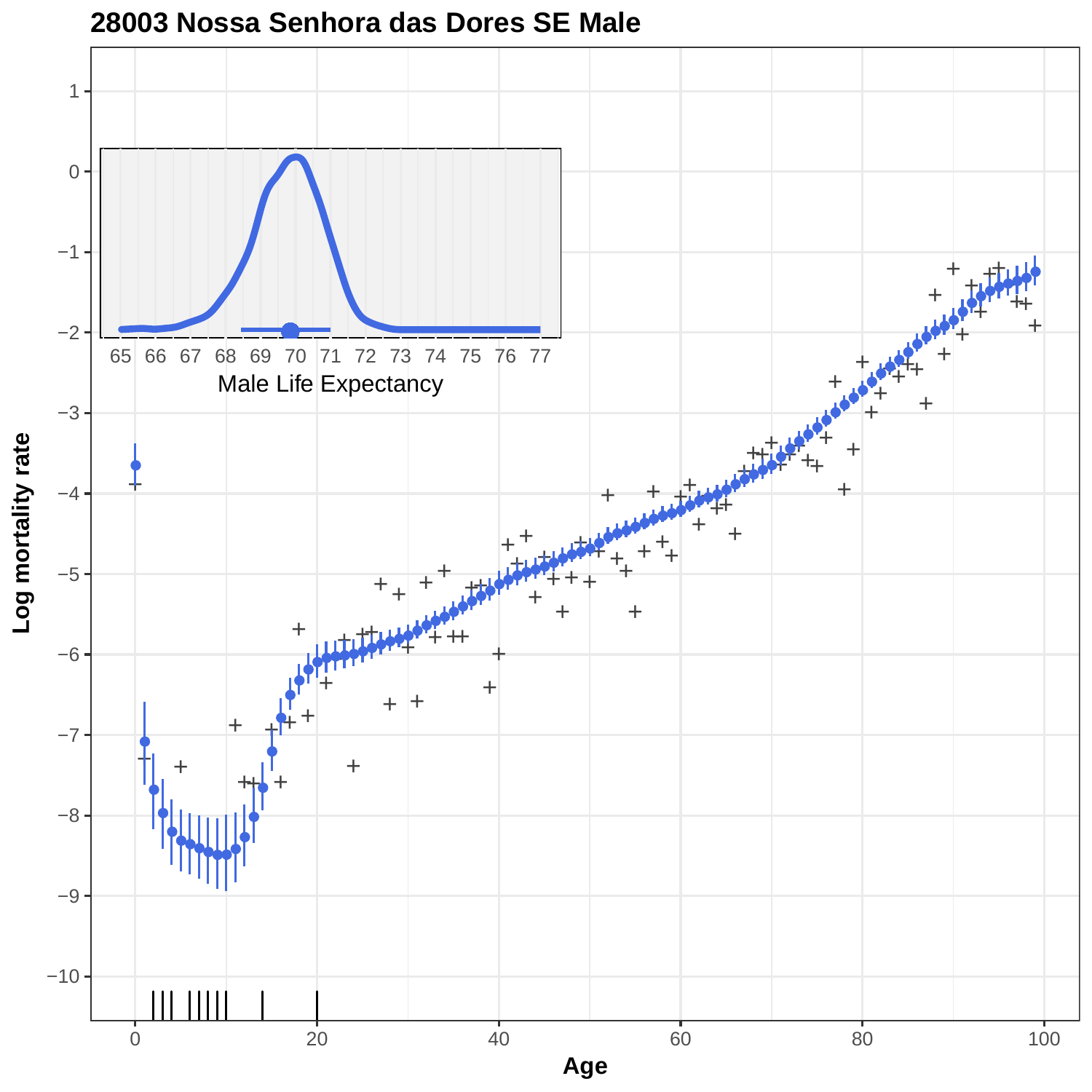# 28003 Nossa Senhora das Dores SE Male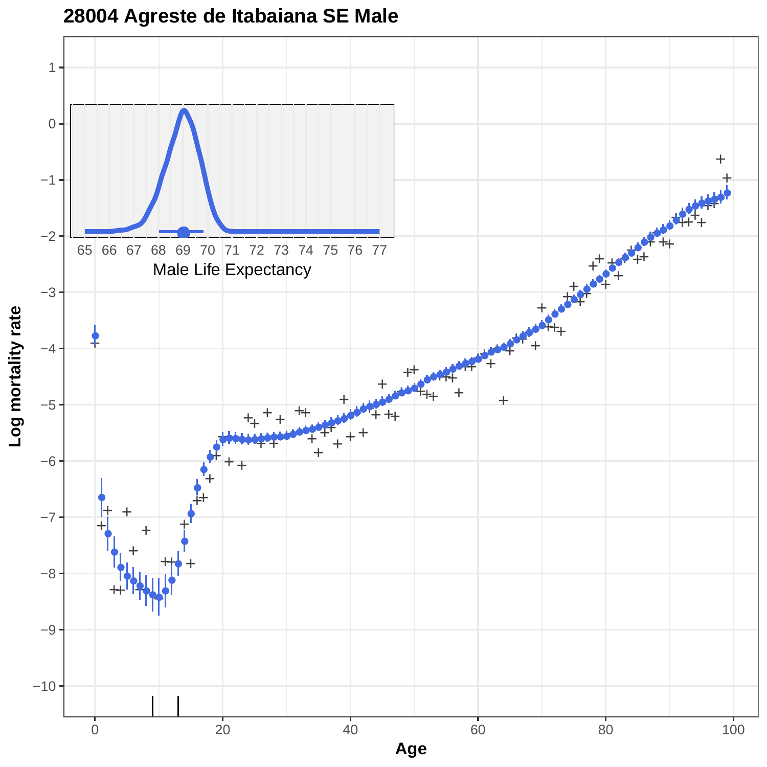# 28004 Agreste de Itabaiana SE Male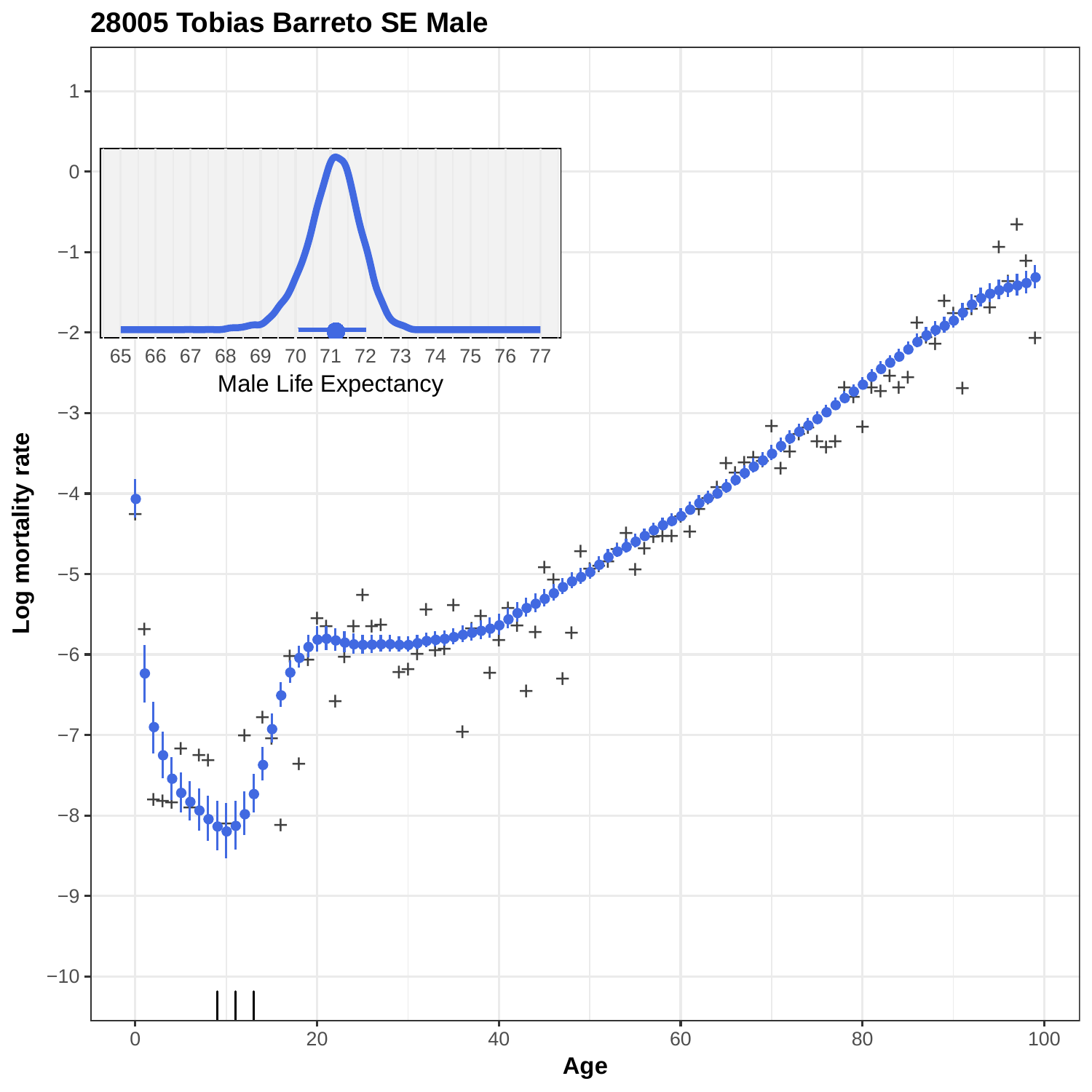# 28005 Tobias Barreto SE Male

Log mortality rate

Age

Male Life Expectancy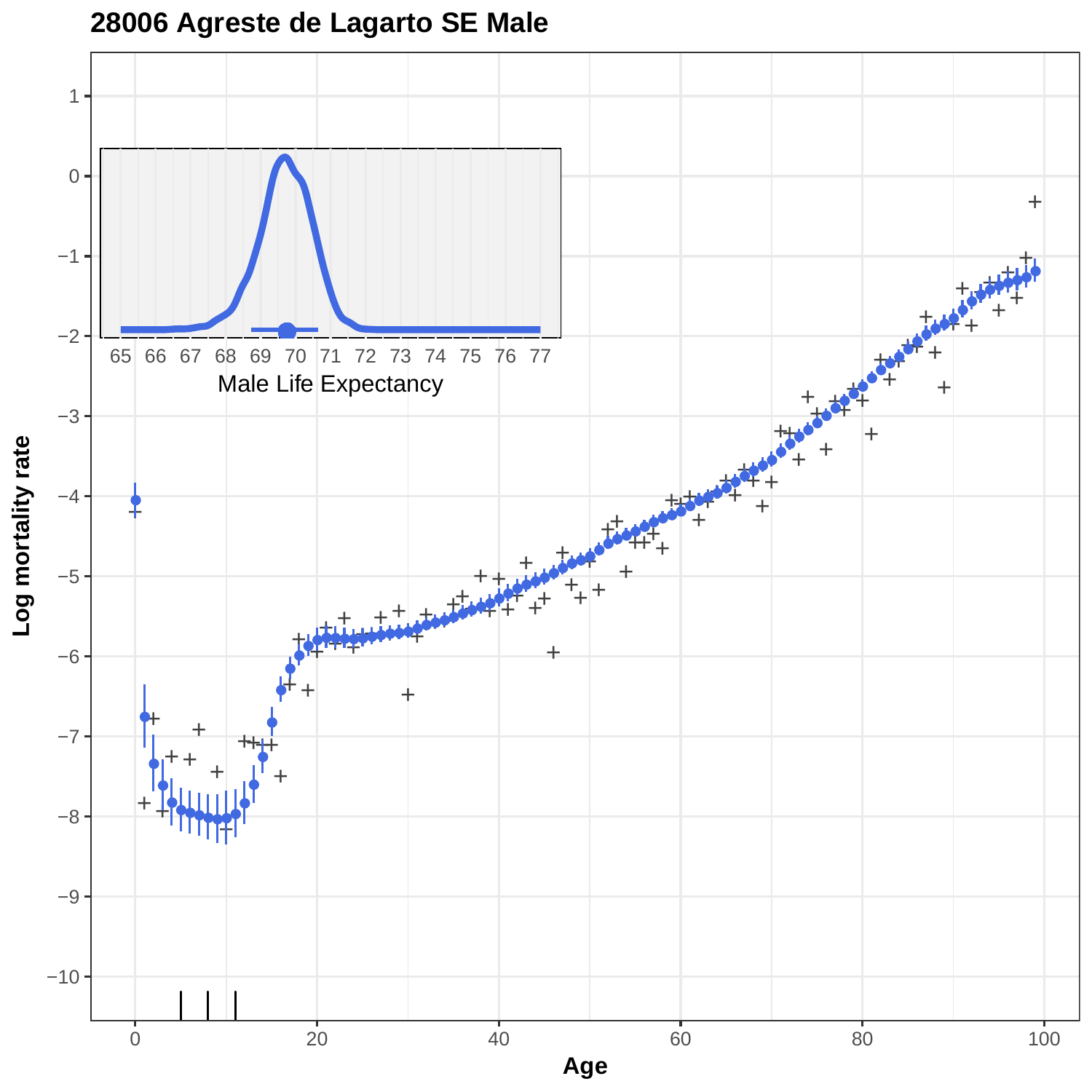# 28006 Agreste de Lagarto SE Male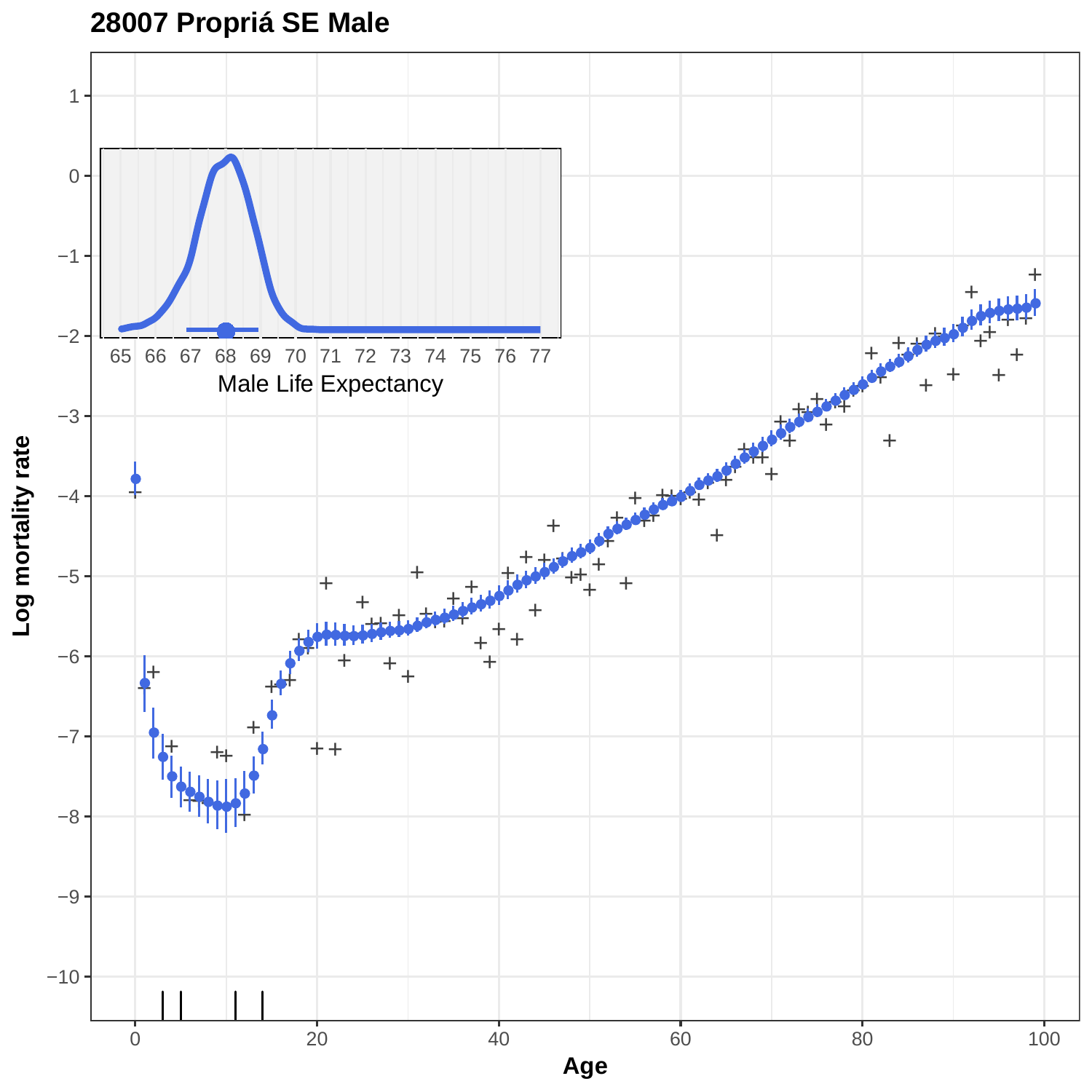# 28007 Propriá SE Male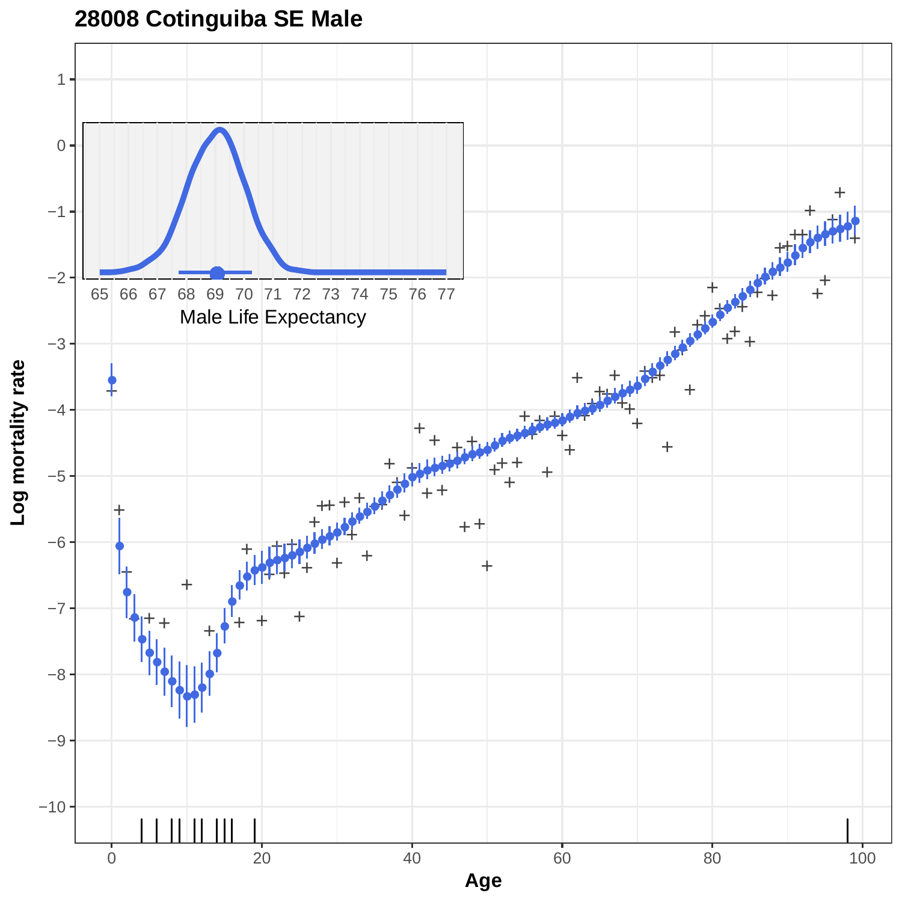# 28008 Cotinguiba SE Male

Log mortality rate

Age

Male Life Expectancy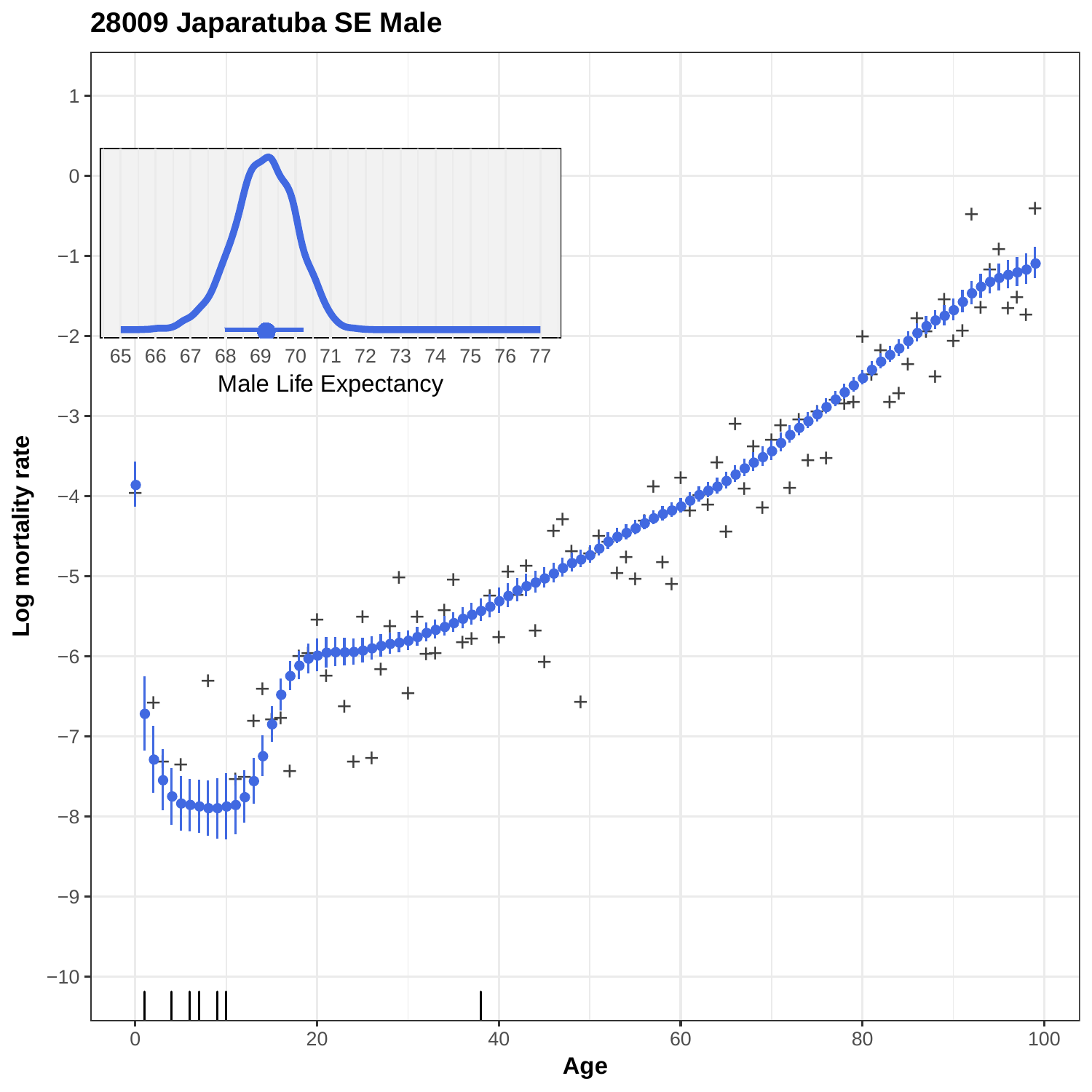**28009 Japaratuba SE Male**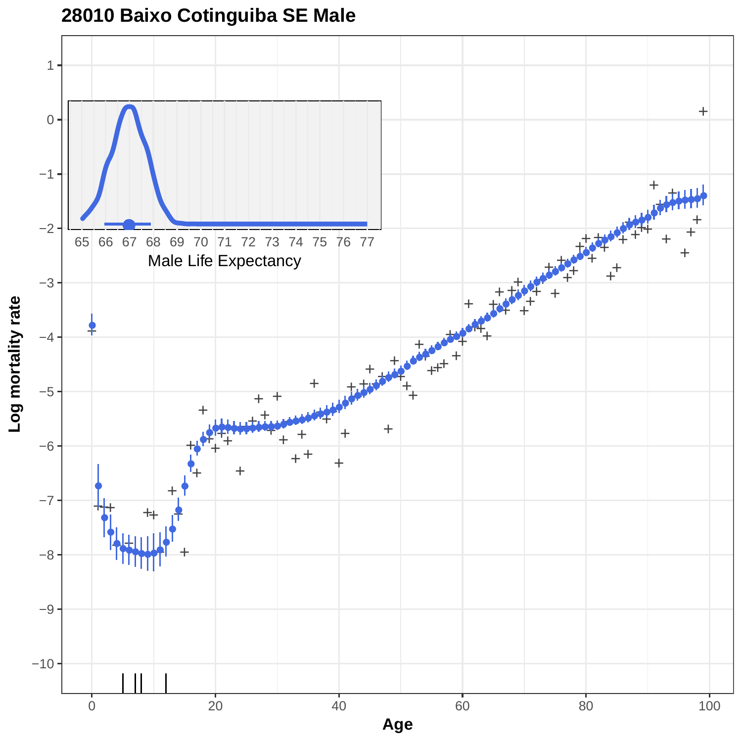## 28010 Baixo Cotinguiba SE Male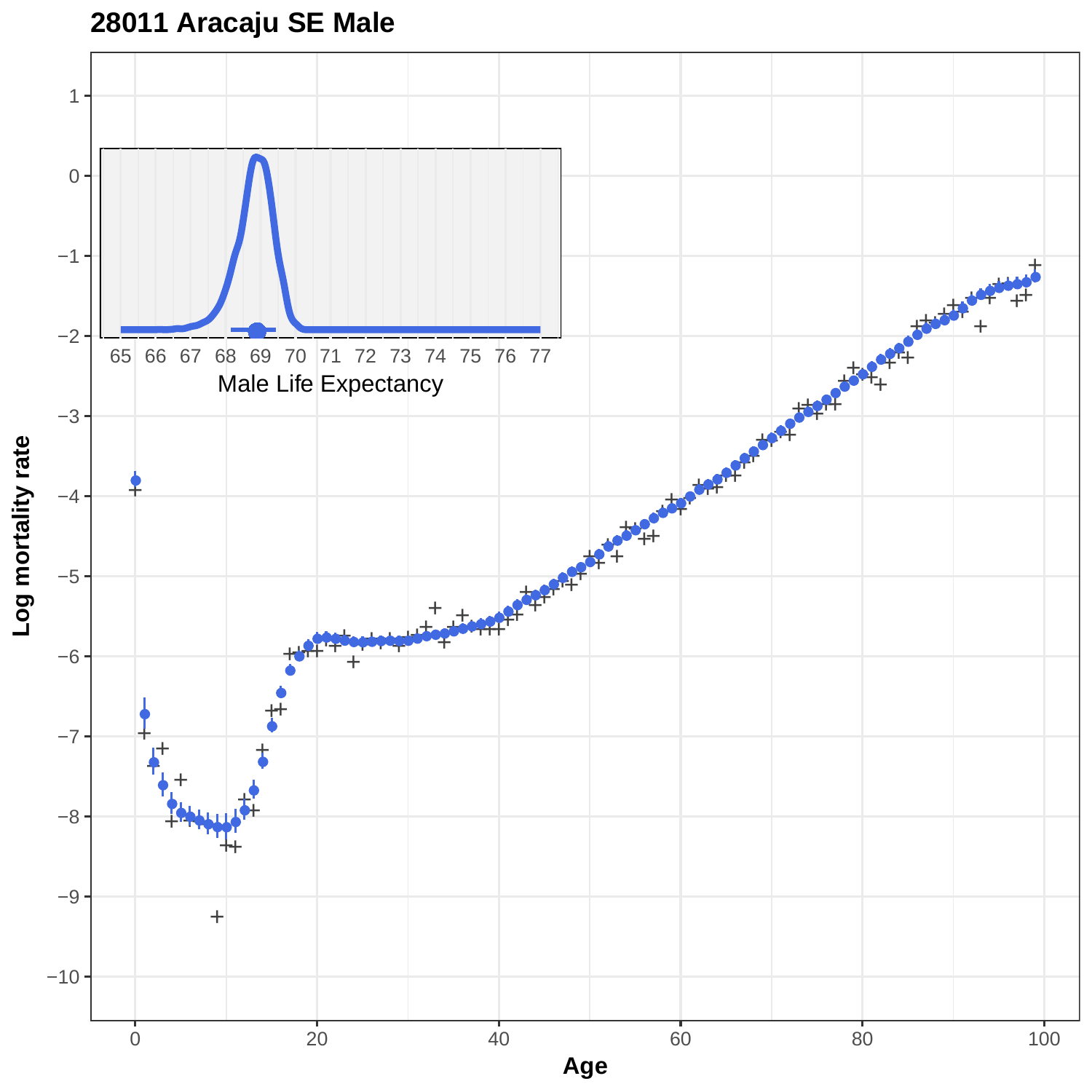# 28011 Aracaju SE Male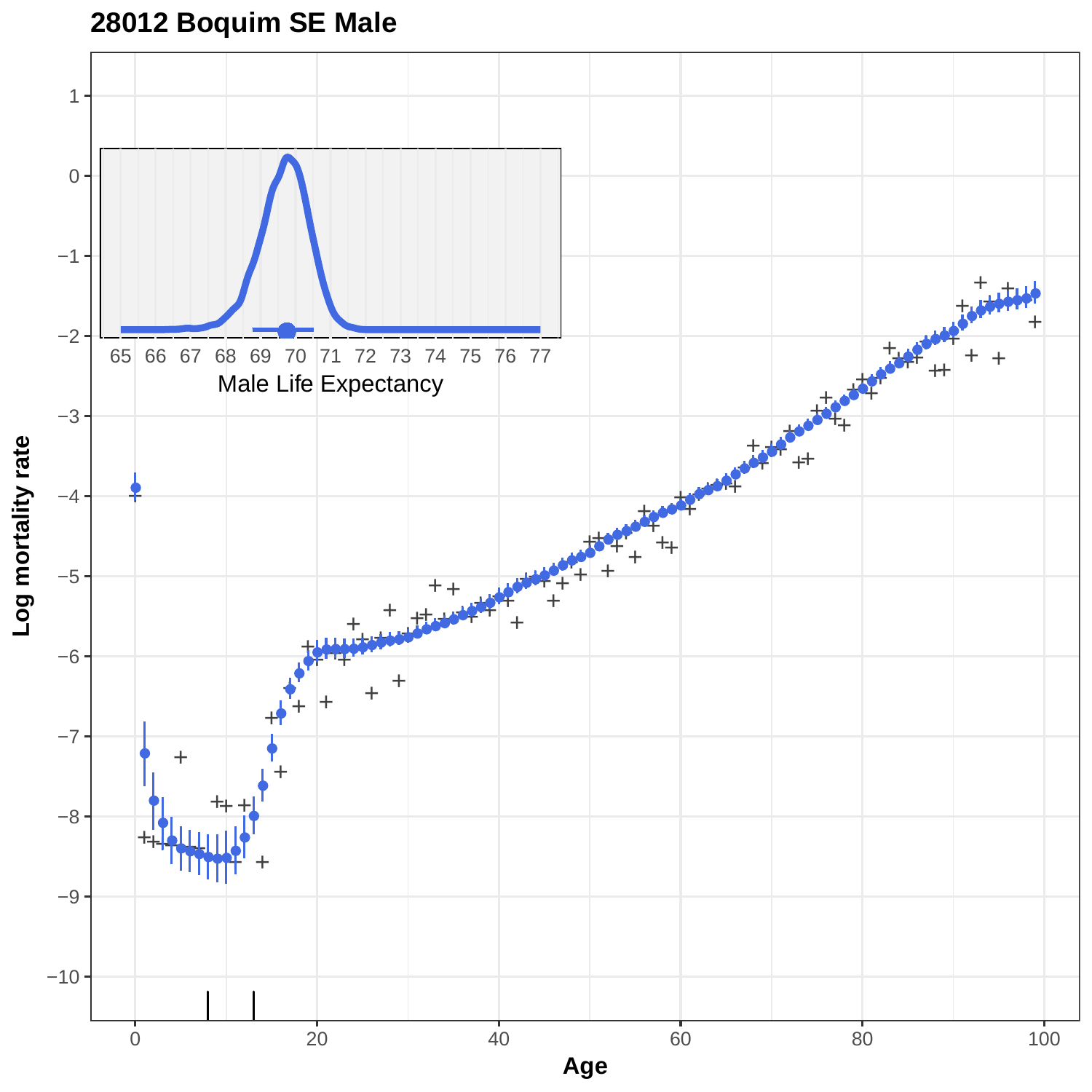# 28012 Boquim SE Male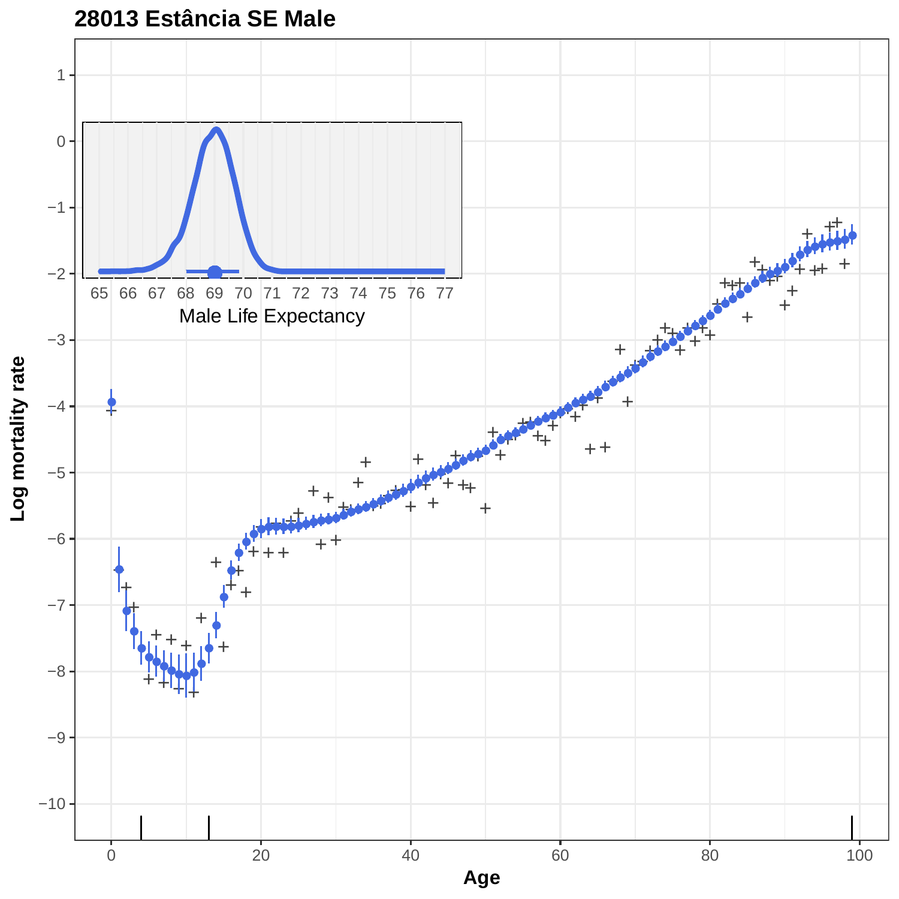# 28013 Estância SE Male

Male Life Expectancy

65 66 67 68 69 70 71 72 73 74 75 76 77

Log mortality rate

1
0
−1
−2
−3
−4
−5
−6
−7
−8
−9
−10

Age

0 20 40 60 80 100